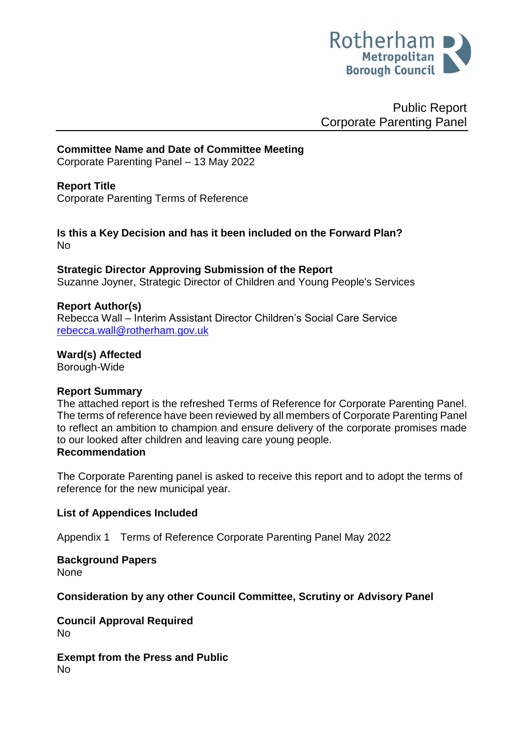Rotherham Metropolitan Borough Council

Public Report
Corporate Parenting Panel

**Committee Name and Date of Committee Meeting**
Corporate Parenting Panel – 13 May 2022

**Report Title**
Corporate Parenting Terms of Reference

**Is this a Key Decision and has it been included on the Forward Plan?**
No

**Strategic Director Approving Submission of the Report**
Suzanne Joyner, Strategic Director of Children and Young People's Services

**Report Author(s)**
Rebecca Wall – Interim Assistant Director Children's Social Care Service
rebecca.wall@rotherham.gov.uk

**Ward(s) Affected**
Borough-Wide

**Report Summary**
The attached report is the refreshed Terms of Reference for Corporate Parenting Panel. The terms of reference have been reviewed by all members of Corporate Parenting Panel to reflect an ambition to champion and ensure delivery of the corporate promises made to our looked after children and leaving care young people.

**Recommendation**

The Corporate Parenting panel is asked to receive this report and to adopt the terms of reference for the new municipal year.

**List of Appendices Included**

Appendix 1 Terms of Reference Corporate Parenting Panel May 2022

**Background Papers**
None

**Consideration by any other Council Committee, Scrutiny or Advisory Panel**

**Council Approval Required**
No

**Exempt from the Press and Public**
No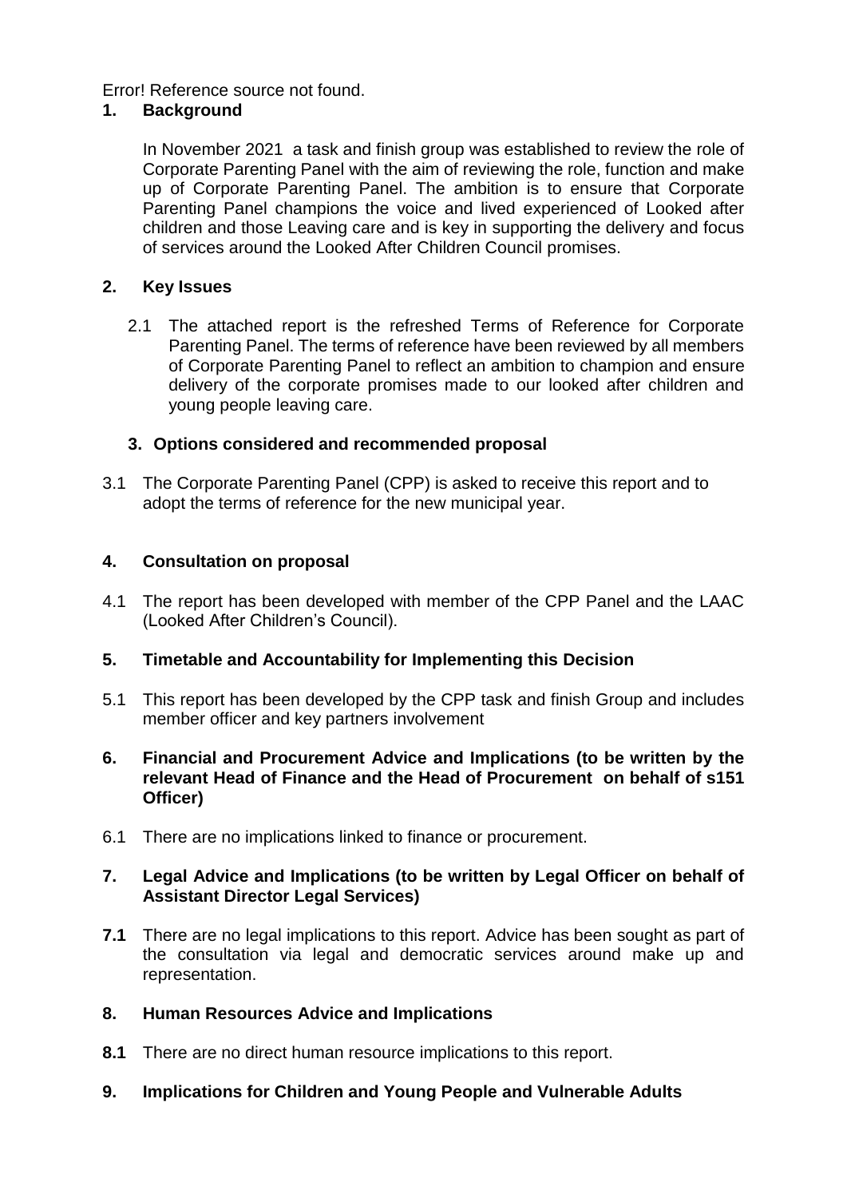Error! Reference source not found.

## 1. Background

In November 2021 a task and finish group was established to review the role of Corporate Parenting Panel with the aim of reviewing the role, function and make up of Corporate Parenting Panel. The ambition is to ensure that Corporate Parenting Panel champions the voice and lived experienced of Looked after children and those Leaving care and is key in supporting the delivery and focus of services around the Looked After Children Council promises.

## 2. Key Issues

2.1 The attached report is the refreshed Terms of Reference for Corporate Parenting Panel. The terms of reference have been reviewed by all members of Corporate Parenting Panel to reflect an ambition to champion and ensure delivery of the corporate promises made to our looked after children and young people leaving care.

## 3. Options considered and recommended proposal

3.1 The Corporate Parenting Panel (CPP) is asked to receive this report and to adopt the terms of reference for the new municipal year.

## 4. Consultation on proposal

4.1 The report has been developed with member of the CPP Panel and the LAAC (Looked After Children's Council).

## 5. Timetable and Accountability for Implementing this Decision

5.1 This report has been developed by the CPP task and finish Group and includes member officer and key partners involvement

## 6. Financial and Procurement Advice and Implications (to be written by the relevant Head of Finance and the Head of Procurement on behalf of s151 Officer)

6.1 There are no implications linked to finance or procurement.

## 7. Legal Advice and Implications (to be written by Legal Officer on behalf of Assistant Director Legal Services)

**7.1** There are no legal implications to this report. Advice has been sought as part of the consultation via legal and democratic services around make up and representation.

## 8. Human Resources Advice and Implications

**8.1** There are no direct human resource implications to this report.

## 9. Implications for Children and Young People and Vulnerable Adults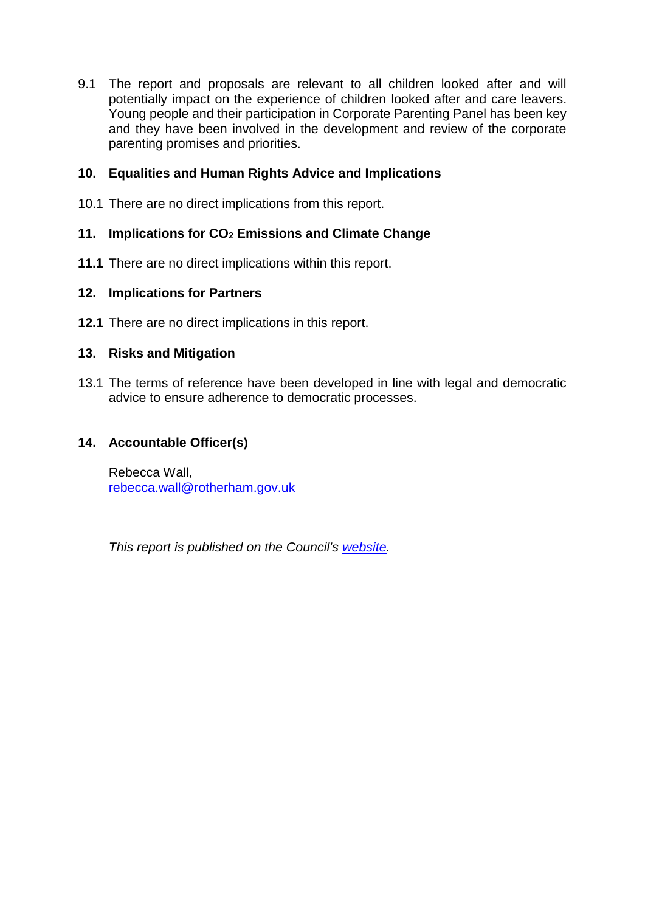9.1 The report and proposals are relevant to all children looked after and will potentially impact on the experience of children looked after and care leavers. Young people and their participation in Corporate Parenting Panel has been key and they have been involved in the development and review of the corporate parenting promises and priorities.

## 10. Equalities and Human Rights Advice and Implications

10.1 There are no direct implications from this report.

## 11. Implications for $CO_2$ Emissions and Climate Change

**11.1** There are no direct implications within this report.

## 12. Implications for Partners

**12.1** There are no direct implications in this report.

## 13. Risks and Mitigation

13.1 The terms of reference have been developed in line with legal and democratic advice to ensure adherence to democratic processes.

## 14. Accountable Officer(s)

Rebecca Wall,
rebecca.wall@rotherham.gov.uk

*This report is published on the Council's website.*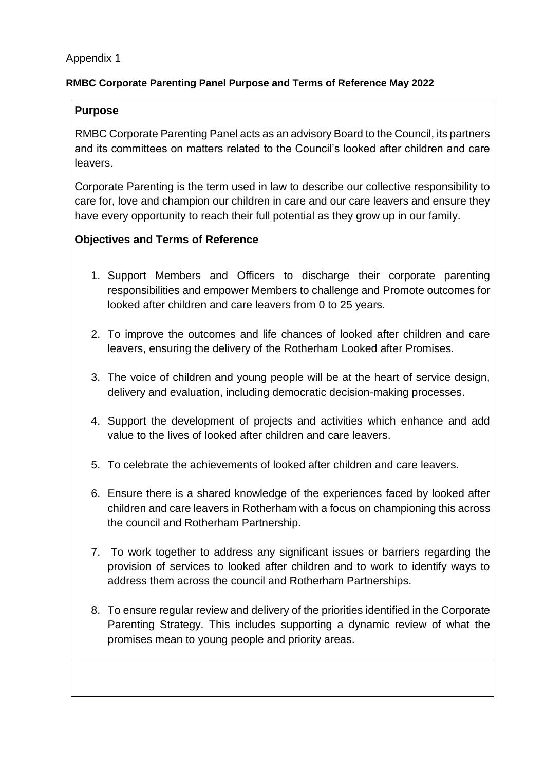Appendix 1

**RMBC Corporate Parenting Panel Purpose and Terms of Reference May 2022**

**Purpose**

RMBC Corporate Parenting Panel acts as an advisory Board to the Council, its partners and its committees on matters related to the Council's looked after children and care leavers.

Corporate Parenting is the term used in law to describe our collective responsibility to care for, love and champion our children in care and our care leavers and ensure they have every opportunity to reach their full potential as they grow up in our family.

**Objectives and Terms of Reference**

1. Support Members and Officers to discharge their corporate parenting responsibilities and empower Members to challenge and Promote outcomes for looked after children and care leavers from 0 to 25 years.

2. To improve the outcomes and life chances of looked after children and care leavers, ensuring the delivery of the Rotherham Looked after Promises.

3. The voice of children and young people will be at the heart of service design, delivery and evaluation, including democratic decision-making processes.

4. Support the development of projects and activities which enhance and add value to the lives of looked after children and care leavers.

5. To celebrate the achievements of looked after children and care leavers.

6. Ensure there is a shared knowledge of the experiences faced by looked after children and care leavers in Rotherham with a focus on championing this across the council and Rotherham Partnership.

7. To work together to address any significant issues or barriers regarding the provision of services to looked after children and to work to identify ways to address them across the council and Rotherham Partnerships.

8. To ensure regular review and delivery of the priorities identified in the Corporate Parenting Strategy. This includes supporting a dynamic review of what the promises mean to young people and priority areas.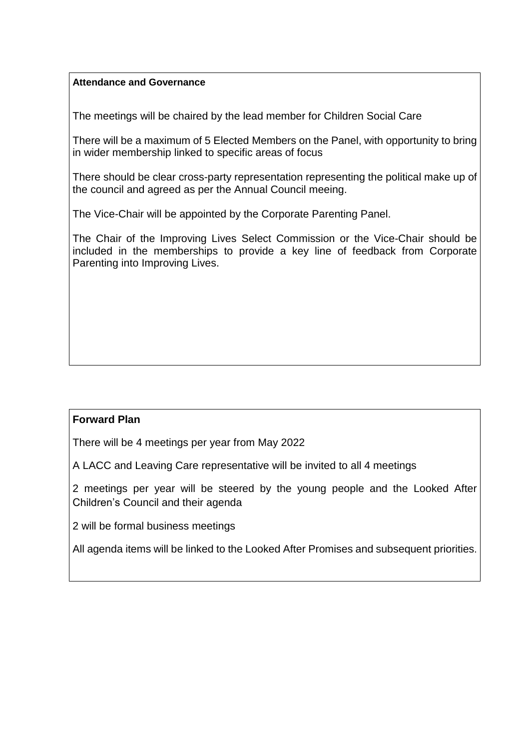**Attendance and Governance**

The meetings will be chaired by the lead member for Children Social Care

There will be a maximum of 5 Elected Members on the Panel, with opportunity to bring in wider membership linked to specific areas of focus

There should be clear cross-party representation representing the political make up of the council and agreed as per the Annual Council meeing.

The Vice-Chair will be appointed by the Corporate Parenting Panel.

The Chair of the Improving Lives Select Commission or the Vice-Chair should be included in the memberships to provide a key line of feedback from Corporate Parenting into Improving Lives.

**Forward Plan**

There will be 4 meetings per year from May 2022

A LACC and Leaving Care representative will be invited to all 4 meetings

2 meetings per year will be steered by the young people and the Looked After Children's Council and their agenda

2 will be formal business meetings

All agenda items will be linked to the Looked After Promises and subsequent priorities.